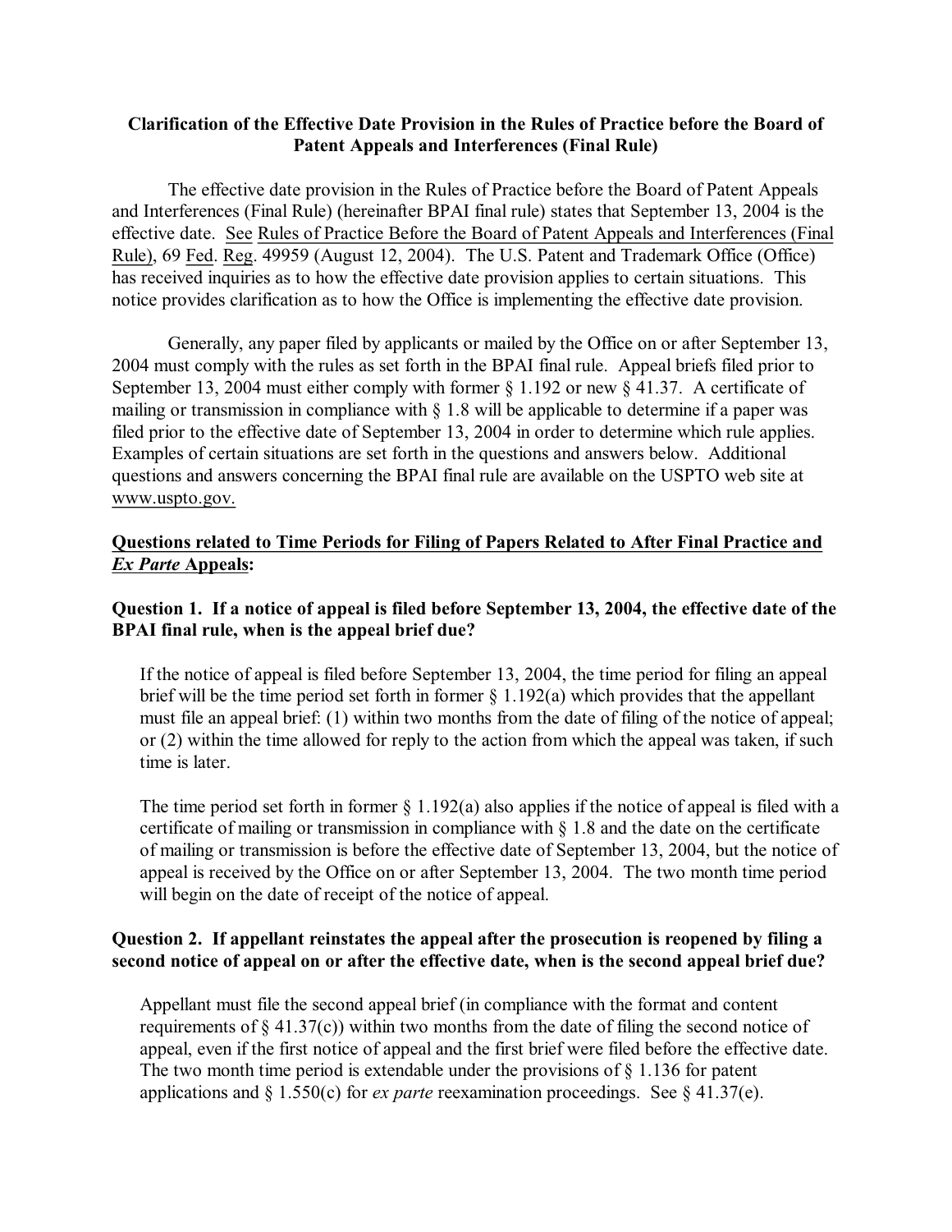**Clarification of the Effective Date Provision in the Rules of Practice before the Board of Patent Appeals and Interferences (Final Rule)**

The effective date provision in the Rules of Practice before the Board of Patent Appeals and Interferences (Final Rule) (hereinafter BPAI final rule) states that September 13, 2004 is the effective date. See Rules of Practice Before the Board of Patent Appeals and Interferences (Final Rule), 69 Fed. Reg. 49959 (August 12, 2004). The U.S. Patent and Trademark Office (Office) has received inquiries as to how the effective date provision applies to certain situations. This notice provides clarification as to how the Office is implementing the effective date provision.

Generally, any paper filed by applicants or mailed by the Office on or after September 13, 2004 must comply with the rules as set forth in the BPAI final rule. Appeal briefs filed prior to September 13, 2004 must either comply with former § 1.192 or new § 41.37. A certificate of mailing or transmission in compliance with § 1.8 will be applicable to determine if a paper was filed prior to the effective date of September 13, 2004 in order to determine which rule applies. Examples of certain situations are set forth in the questions and answers below. Additional questions and answers concerning the BPAI final rule are available on the USPTO web site at www.uspto.gov.

**Questions related to Time Periods for Filing of Papers Related to After Final Practice and *Ex Parte* Appeals:**

**Question 1. If a notice of appeal is filed before September 13, 2004, the effective date of the BPAI final rule, when is the appeal brief due?**

If the notice of appeal is filed before September 13, 2004, the time period for filing an appeal brief will be the time period set forth in former § 1.192(a) which provides that the appellant must file an appeal brief: (1) within two months from the date of filing of the notice of appeal; or (2) within the time allowed for reply to the action from which the appeal was taken, if such time is later.

The time period set forth in former § 1.192(a) also applies if the notice of appeal is filed with a certificate of mailing or transmission in compliance with § 1.8 and the date on the certificate of mailing or transmission is before the effective date of September 13, 2004, but the notice of appeal is received by the Office on or after September 13, 2004. The two month time period will begin on the date of receipt of the notice of appeal.

**Question 2. If appellant reinstates the appeal after the prosecution is reopened by filing a second notice of appeal on or after the effective date, when is the second appeal brief due?**

Appellant must file the second appeal brief (in compliance with the format and content requirements of § 41.37(c)) within two months from the date of filing the second notice of appeal, even if the first notice of appeal and the first brief were filed before the effective date. The two month time period is extendable under the provisions of § 1.136 for patent applications and § 1.550(c) for *ex parte* reexamination proceedings. See § 41.37(e).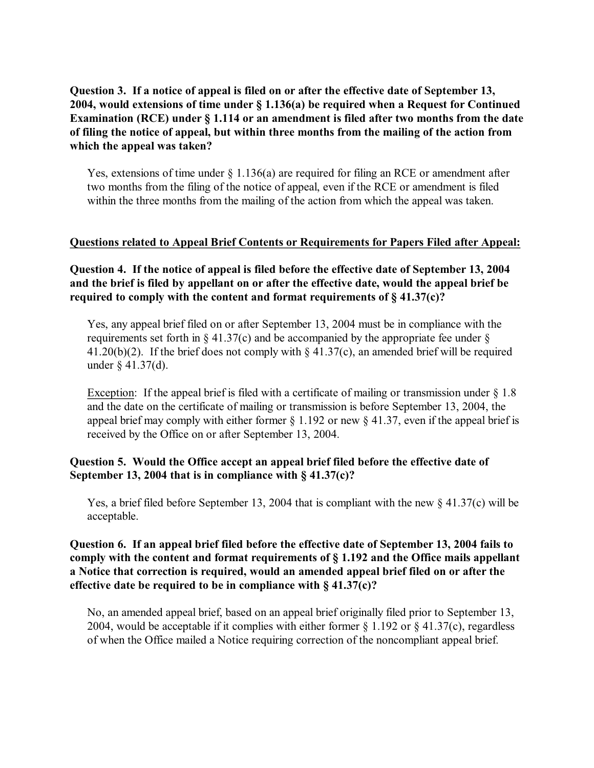**Question 3. If a notice of appeal is filed on or after the effective date of September 13, 2004, would extensions of time under § 1.136(a) be required when a Request for Continued Examination (RCE) under § 1.114 or an amendment is filed after two months from the date of filing the notice of appeal, but within three months from the mailing of the action from which the appeal was taken?**

Yes, extensions of time under § 1.136(a) are required for filing an RCE or amendment after two months from the filing of the notice of appeal, even if the RCE or amendment is filed within the three months from the mailing of the action from which the appeal was taken.

**Questions related to Appeal Brief Contents or Requirements for Papers Filed after Appeal:**

**Question 4. If the notice of appeal is filed before the effective date of September 13, 2004 and the brief is filed by appellant on or after the effective date, would the appeal brief be required to comply with the content and format requirements of § 41.37(c)?**

Yes, any appeal brief filed on or after September 13, 2004 must be in compliance with the requirements set forth in § 41.37(c) and be accompanied by the appropriate fee under § 41.20(b)(2). If the brief does not comply with § 41.37(c), an amended brief will be required under § 41.37(d).

Exception: If the appeal brief is filed with a certificate of mailing or transmission under § 1.8 and the date on the certificate of mailing or transmission is before September 13, 2004, the appeal brief may comply with either former § 1.192 or new § 41.37, even if the appeal brief is received by the Office on or after September 13, 2004.

**Question 5. Would the Office accept an appeal brief filed before the effective date of September 13, 2004 that is in compliance with § 41.37(c)?**

Yes, a brief filed before September 13, 2004 that is compliant with the new § 41.37(c) will be acceptable.

**Question 6. If an appeal brief filed before the effective date of September 13, 2004 fails to comply with the content and format requirements of § 1.192 and the Office mails appellant a Notice that correction is required, would an amended appeal brief filed on or after the effective date be required to be in compliance with § 41.37(c)?**

No, an amended appeal brief, based on an appeal brief originally filed prior to September 13, 2004, would be acceptable if it complies with either former § 1.192 or § 41.37(c), regardless of when the Office mailed a Notice requiring correction of the noncompliant appeal brief.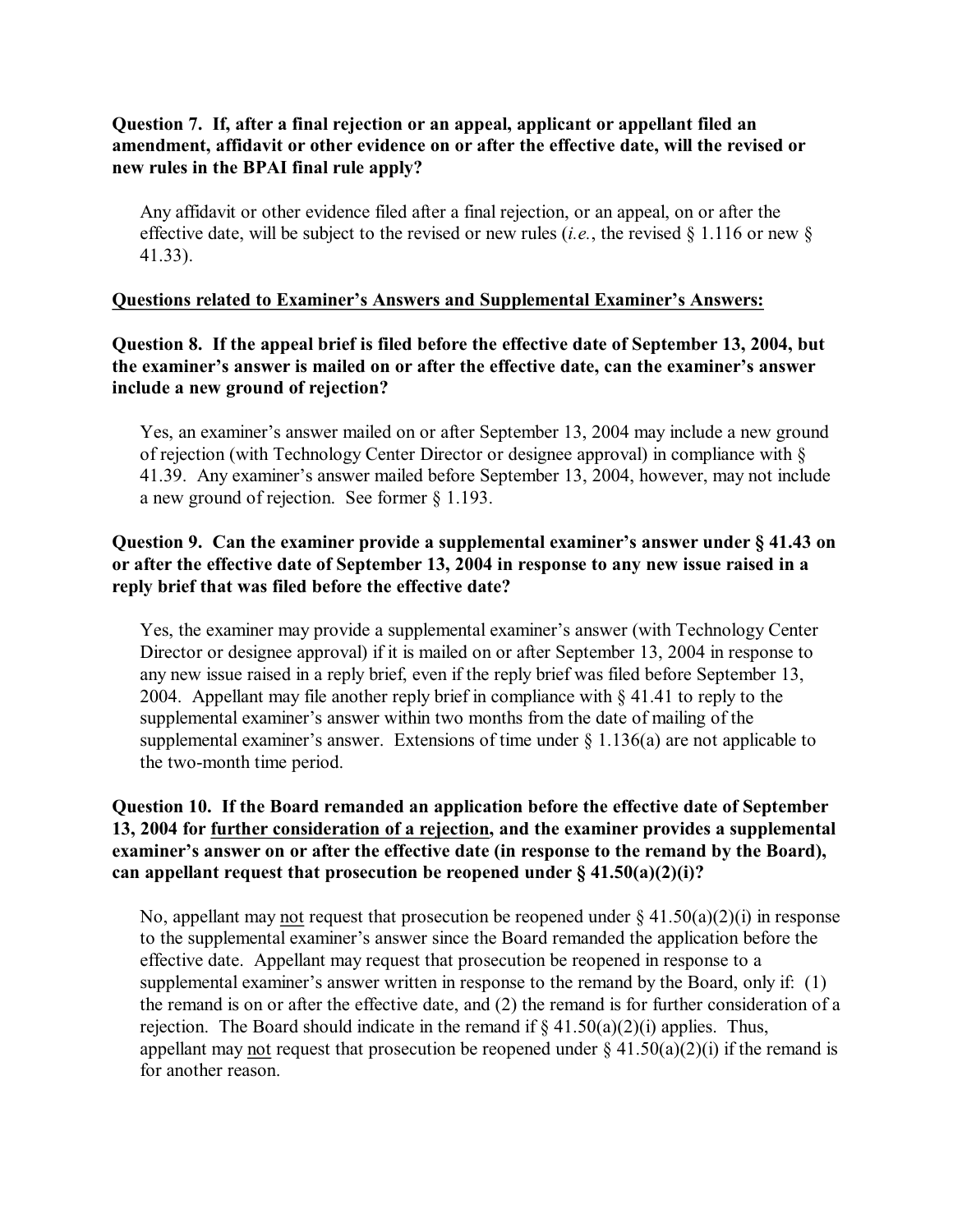**Question 7. If, after a final rejection or an appeal, applicant or appellant filed an amendment, affidavit or other evidence on or after the effective date, will the revised or new rules in the BPAI final rule apply?**

Any affidavit or other evidence filed after a final rejection, or an appeal, on or after the effective date, will be subject to the revised or new rules (*i.e.*, the revised § 1.116 or new § 41.33).

**<u>Questions related to Examiner's Answers and Supplemental Examiner's Answers:</u>**

**Question 8. If the appeal brief is filed before the effective date of September 13, 2004, but the examiner's answer is mailed on or after the effective date, can the examiner's answer include a new ground of rejection?**

Yes, an examiner's answer mailed on or after September 13, 2004 may include a new ground of rejection (with Technology Center Director or designee approval) in compliance with § 41.39. Any examiner's answer mailed before September 13, 2004, however, may not include a new ground of rejection. See former § 1.193.

**Question 9. Can the examiner provide a supplemental examiner's answer under § 41.43 on or after the effective date of September 13, 2004 in response to any new issue raised in a reply brief that was filed before the effective date?**

Yes, the examiner may provide a supplemental examiner's answer (with Technology Center Director or designee approval) if it is mailed on or after September 13, 2004 in response to any new issue raised in a reply brief, even if the reply brief was filed before September 13, 2004. Appellant may file another reply brief in compliance with § 41.41 to reply to the supplemental examiner's answer within two months from the date of mailing of the supplemental examiner's answer. Extensions of time under § 1.136(a) are not applicable to the two-month time period.

**Question 10. If the Board remanded an application before the effective date of September 13, 2004 for <u>further consideration of a rejection</u>, and the examiner provides a supplemental examiner's answer on or after the effective date (in response to the remand by the Board), can appellant request that prosecution be reopened under § 41.50(a)(2)(i)?**

No, appellant may <u>not</u> request that prosecution be reopened under § 41.50(a)(2)(i) in response to the supplemental examiner's answer since the Board remanded the application before the effective date. Appellant may request that prosecution be reopened in response to a supplemental examiner's answer written in response to the remand by the Board, only if: (1) the remand is on or after the effective date, and (2) the remand is for further consideration of a rejection. The Board should indicate in the remand if § 41.50(a)(2)(i) applies. Thus, appellant may <u>not</u> request that prosecution be reopened under § 41.50(a)(2)(i) if the remand is for another reason.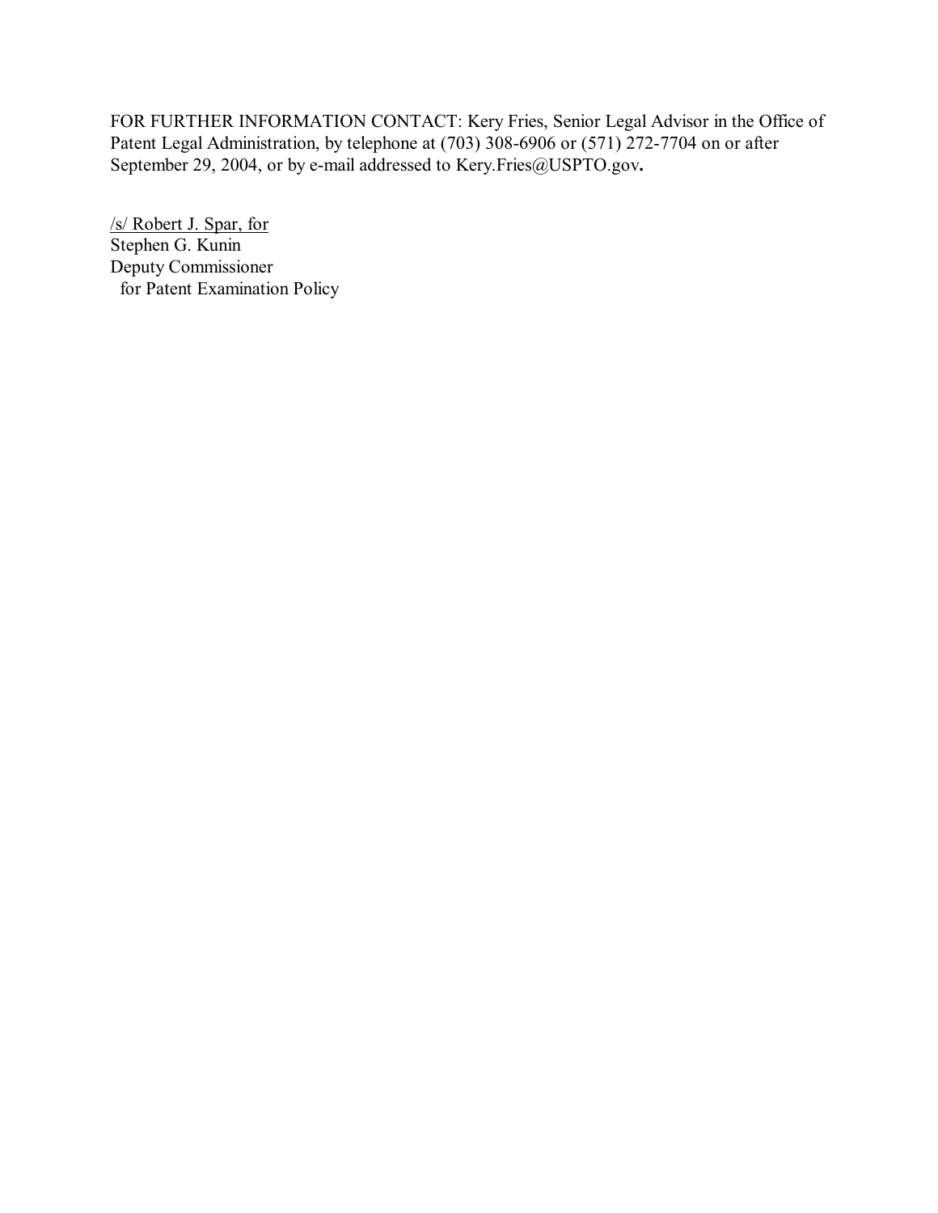FOR FURTHER INFORMATION CONTACT: Kery Fries, Senior Legal Advisor in the Office of Patent Legal Administration, by telephone at (703) 308-6906 or (571) 272-7704 on or after September 29, 2004, or by e-mail addressed to Kery.Fries@USPTO.gov**.**

/s/ Robert J. Spar, for  
Stephen G. Kunin  
Deputy Commissioner  
for Patent Examination Policy